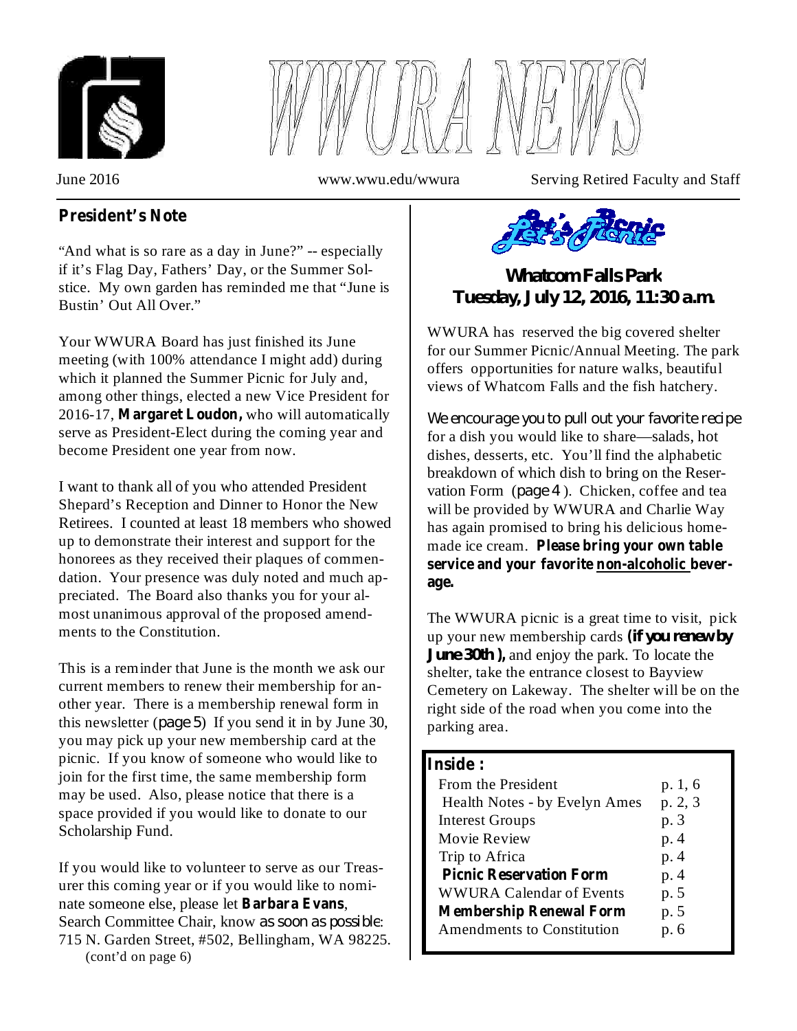# WWURA NEWS

June 2016 www.wwu.edu/wwura Serving Retired Faculty and Staff

## President's Note

"And what is so rare as a day in June?" -- especially if it's Flag Day, Fathers' Day, or the Summer Solstice. My own garden has reminded me that "June is Bustin' Out All Over."

Your WWURA Board has just finished its June meeting (with 100% attendance I might add) during which it planned the Summer Picnic for July and, among other things, elected a new Vice President for 2016-17, **Margaret Loudon,** who will automatically serve as President-Elect during the coming year and become President one year from now.

I want to thank all of you who attended President Shepard's Reception and Dinner to Honor the New Retirees. I counted at least 18 members who showed up to demonstrate their interest and support for the honorees as they received their plaques of commendation. Your presence was duly noted and much appreciated. The Board also thanks you for your almost unanimous approval of the proposed amendments to the Constitution.

This is a reminder that June is the month we ask our current members to renew their membership for another year. There is a membership renewal form in this newsletter (page 5) If you send it in by June 30, you may pick up your new membership card at the picnic. If you know of someone who would like to join for the first time, the same membership form may be used. Also, please notice that there is a space provided if you would like to donate to our Scholarship Fund.

If you would like to volunteer to serve as our Treasurer this coming year or if you would like to nominate someone else, please let **Barbara Evans**, Search Committee Chair, know as soon as possible: 715 N. Garden Street, #502, Bellingham, WA 98225.

(cont'd on page 6)

## Let's Picnic

### Whatcom Falls Park
### Tuesday, July 12, 2016, 11:30 a.m.

WWURA has reserved the big covered shelter for our Summer Picnic/Annual Meeting. The park offers opportunities for nature walks, beautiful views of Whatcom Falls and the fish hatchery.

We encourage you to pull out your favorite recipe for a dish you would like to share—salads, hot dishes, desserts, etc. You'll find the alphabetic breakdown of which dish to bring on the Reservation Form (page 4 ). Chicken, coffee and tea will be provided by WWURA and Charlie Way has again promised to bring his delicious homemade ice cream. **Please bring your own table service and your favorite <u>non-alcoholic</u> beverage.**

The WWURA picnic is a great time to visit, pick up your new membership cards **(if you renew by June 30th ),** and enjoy the park. To locate the shelter, take the entrance closest to Bayview Cemetery on Lakeway. The shelter will be on the right side of the road when you come into the parking area.

**Inside :**

| | |
|---|---|
| From the President | p. 1, 6 |
| Health Notes - by Evelyn Ames | p. 2, 3 |
| Interest Groups | p. 3 |
| Movie Review | p. 4 |
| Trip to Africa | p. 4 |
| **Picnic Reservation Form** | p. 4 |
| WWURA Calendar of Events | p. 5 |
| **Membership Renewal Form** | p. 5 |
| Amendments to Constitution | p. 6 |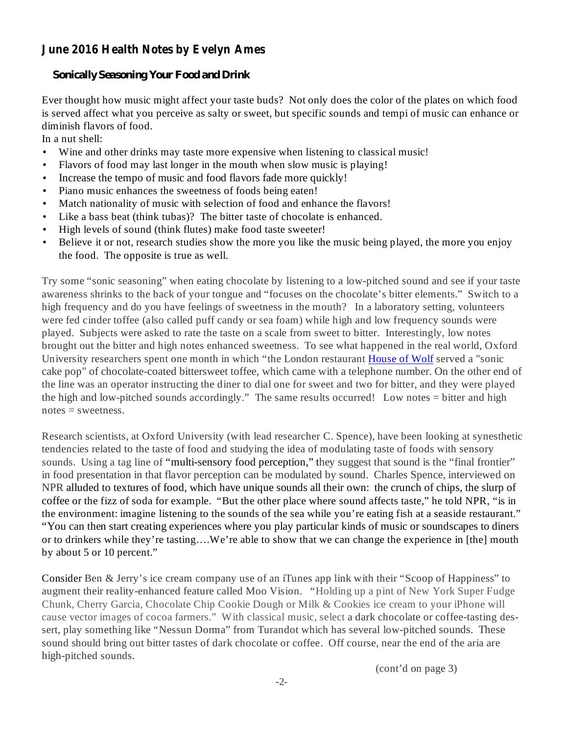## June 2016 Health Notes by Evelyn Ames

### Sonically Seasoning Your Food and Drink

Ever thought how music might affect your taste buds? Not only does the color of the plates on which food is served affect what you perceive as salty or sweet, but specific sounds and tempi of music can enhance or diminish flavors of food.

In a nut shell:

- Wine and other drinks may taste more expensive when listening to classical music!
- Flavors of food may last longer in the mouth when slow music is playing!
- Increase the tempo of music and food flavors fade more quickly!
- Piano music enhances the sweetness of foods being eaten!
- Match nationality of music with selection of food and enhance the flavors!
- Like a bass beat (think tubas)? The bitter taste of chocolate is enhanced.
- High levels of sound (think flutes) make food taste sweeter!
- Believe it or not, research studies show the more you like the music being played, the more you enjoy the food. The opposite is true as well.

Try some "sonic seasoning" when eating chocolate by listening to a low-pitched sound and see if your taste awareness shrinks to the back of your tongue and "focuses on the chocolate's bitter elements." Switch to a high frequency and do you have feelings of sweetness in the mouth? In a laboratory setting, volunteers were fed cinder toffee (also called puff candy or sea foam) while high and low frequency sounds were played. Subjects were asked to rate the taste on a scale from sweet to bitter. Interestingly, low notes brought out the bitter and high notes enhanced sweetness. To see what happened in the real world, Oxford University researchers spent one month in which "the London restaurant House of Wolf served a "sonic cake pop" of chocolate-coated bittersweet toffee, which came with a telephone number. On the other end of the line was an operator instructing the diner to dial one for sweet and two for bitter, and they were played the high and low-pitched sounds accordingly." The same results occurred! Low notes = bitter and high notes = sweetness.

Research scientists, at Oxford University (with lead researcher C. Spence), have been looking at synesthetic tendencies related to the taste of food and studying the idea of modulating taste of foods with sensory sounds. Using a tag line of "multi-sensory food perception," they suggest that sound is the "final frontier" in food presentation in that flavor perception can be modulated by sound. Charles Spence, interviewed on NPR alluded to textures of food, which have unique sounds all their own: the crunch of chips, the slurp of coffee or the fizz of soda for example. "But the other place where sound affects taste," he told NPR, "is in the environment: imagine listening to the sounds of the sea while you're eating fish at a seaside restaurant." "You can then start creating experiences where you play particular kinds of music or soundscapes to diners or to drinkers while they're tasting….We're able to show that we can change the experience in [the] mouth by about 5 or 10 percent."

Consider Ben & Jerry's ice cream company use of an iTunes app link with their "Scoop of Happiness" to augment their reality-enhanced feature called Moo Vision. "Holding up a pint of New York Super Fudge Chunk, Cherry Garcia, Chocolate Chip Cookie Dough or Milk & Cookies ice cream to your iPhone will cause vector images of cocoa farmers." With classical music, select a dark chocolate or coffee-tasting dessert, play something like "Nessun Dorma" from Turandot which has several low-pitched sounds. These sound should bring out bitter tastes of dark chocolate or coffee. Off course, near the end of the aria are high-pitched sounds.

(cont'd on page 3)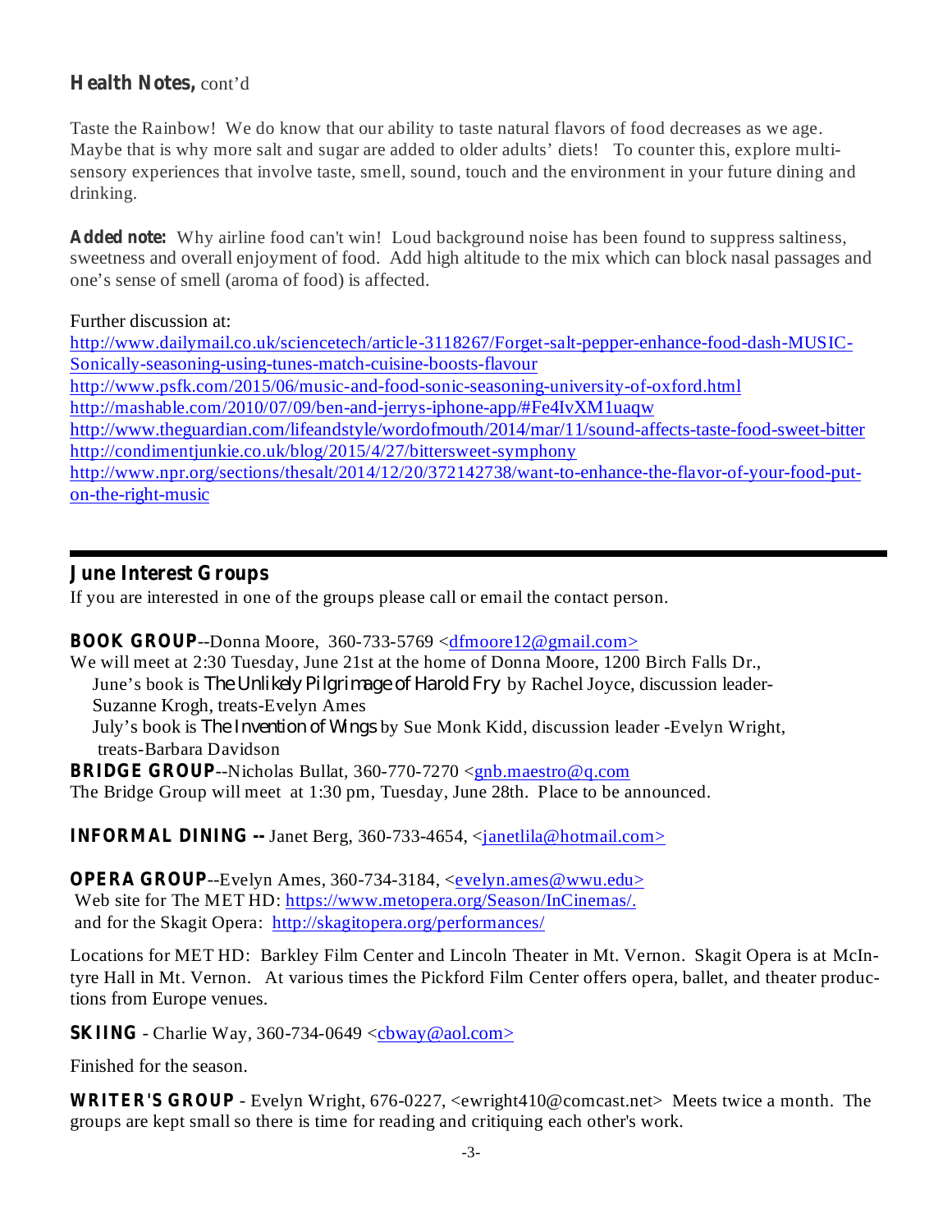## Health Notes, cont'd

Taste the Rainbow! We do know that our ability to taste natural flavors of food decreases as we age. Maybe that is why more salt and sugar are added to older adults' diets! To counter this, explore multi-sensory experiences that involve taste, smell, sound, touch and the environment in your future dining and drinking.

**Added note:** Why airline food can't win! Loud background noise has been found to suppress saltiness, sweetness and overall enjoyment of food. Add high altitude to the mix which can block nasal passages and one's sense of smell (aroma of food) is affected.

Further discussion at:
http://www.dailymail.co.uk/sciencetech/article-3118267/Forget-salt-pepper-enhance-food-dash-MUSIC-Sonically-seasoning-using-tunes-match-cuisine-boosts-flavour
http://www.psfk.com/2015/06/music-and-food-sonic-seasoning-university-of-oxford.html
http://mashable.com/2010/07/09/ben-and-jerrys-iphone-app/#Fe4IvXM1uaqw
http://www.theguardian.com/lifeandstyle/wordofmouth/2014/mar/11/sound-affects-taste-food-sweet-bitter
http://condimentjunkie.co.uk/blog/2015/4/27/bittersweet-symphony
http://www.npr.org/sections/thesalt/2014/12/20/372142738/want-to-enhance-the-flavor-of-your-food-put-on-the-right-music

---

## June Interest Groups

If you are interested in one of the groups please call or email the contact person.

**BOOK GROUP**--Donna Moore, 360-733-5769 <dfmoore12@gmail.com>
We will meet at 2:30 Tuesday, June 21st at the home of Donna Moore, 1200 Birch Falls Dr.,
June's book is *The Unlikely Pilgrimage of Harold Fry* by Rachel Joyce, discussion leader-Suzanne Krogh, treats-Evelyn Ames
July's book is *The Invention of Wings* by Sue Monk Kidd, discussion leader -Evelyn Wright, treats-Barbara Davidson

**BRIDGE GROUP**--Nicholas Bullat, 360-770-7270 <gnb.maestro@q.com
The Bridge Group will meet at 1:30 pm, Tuesday, June 28th. Place to be announced.

**INFORMAL DINING** -- Janet Berg, 360-733-4654, <janetlila@hotmail.com>

**OPERA GROUP**--Evelyn Ames, 360-734-3184, <evelyn.ames@wwu.edu>
Web site for The MET HD: https://www.metopera.org/Season/InCinemas/.
and for the Skagit Opera: http://skagitopera.org/performances/

Locations for MET HD: Barkley Film Center and Lincoln Theater in Mt. Vernon. Skagit Opera is at McIntyre Hall in Mt. Vernon. At various times the Pickford Film Center offers opera, ballet, and theater productions from Europe venues.

**SKIING** - Charlie Way, 360-734-0649 <cbway@aol.com>

Finished for the season.

**WRITER'S GROUP** - Evelyn Wright, 676-0227, <ewright410@comcast.net> Meets twice a month. The groups are kept small so there is time for reading and critiquing each other's work.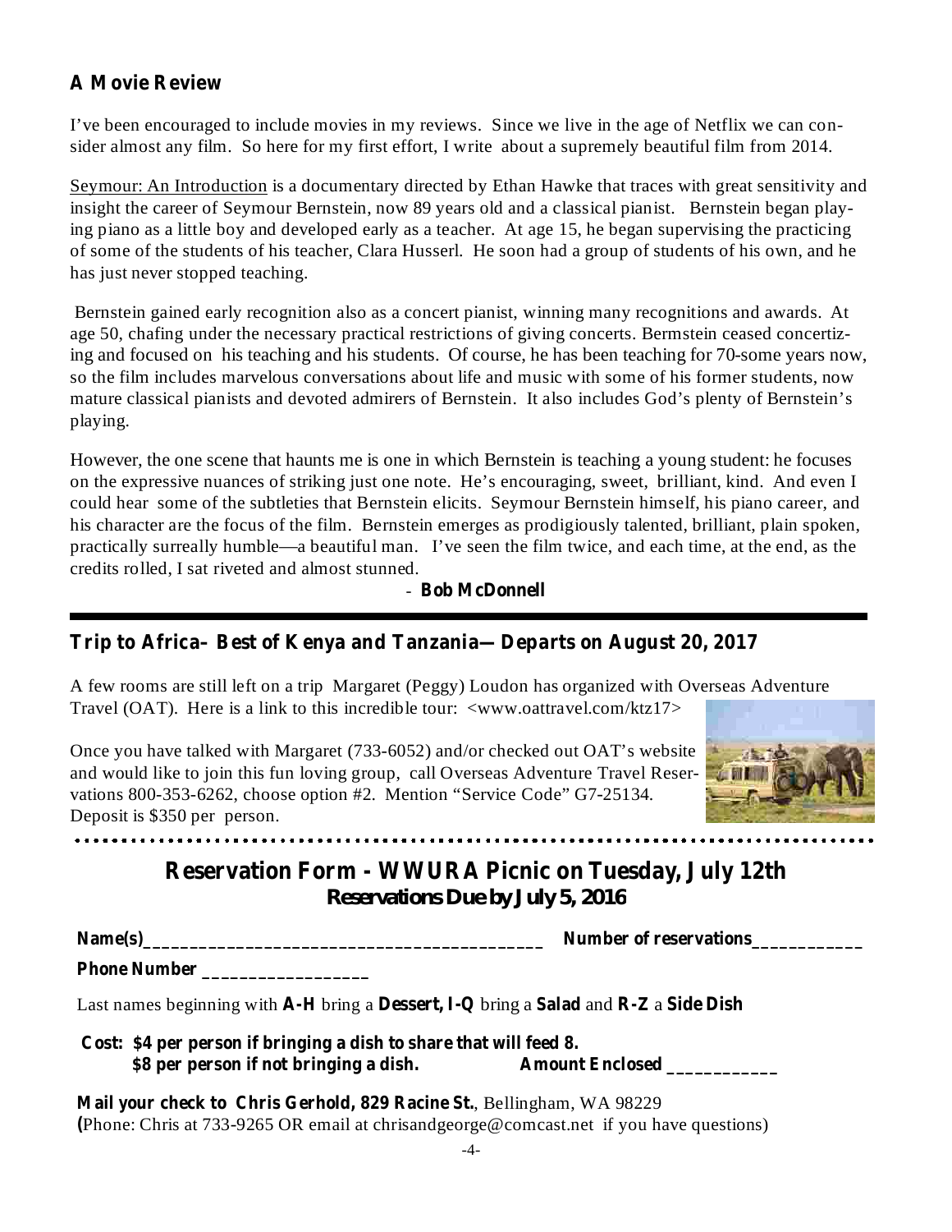## A Movie Review

I've been encouraged to include movies in my reviews. Since we live in the age of Netflix we can consider almost any film. So here for my first effort, I write about a supremely beautiful film from 2014.

Seymour: An Introduction is a documentary directed by Ethan Hawke that traces with great sensitivity and insight the career of Seymour Bernstein, now 89 years old and a classical pianist. Bernstein began playing piano as a little boy and developed early as a teacher. At age 15, he began supervising the practicing of some of the students of his teacher, Clara Husserl. He soon had a group of students of his own, and he has just never stopped teaching.

Bernstein gained early recognition also as a concert pianist, winning many recognitions and awards. At age 50, chafing under the necessary practical restrictions of giving concerts. Bermstein ceased concertizing and focused on his teaching and his students. Of course, he has been teaching for 70-some years now, so the film includes marvelous conversations about life and music with some of his former students, now mature classical pianists and devoted admirers of Bernstein. It also includes God's plenty of Bernstein's playing.

However, the one scene that haunts me is one in which Bernstein is teaching a young student: he focuses on the expressive nuances of striking just one note. He's encouraging, sweet, brilliant, kind. And even I could hear some of the subtleties that Bernstein elicits. Seymour Bernstein himself, his piano career, and his character are the focus of the film. Bernstein emerges as prodigiously talented, brilliant, plain spoken, practically surreally humble—a beautiful man. I've seen the film twice, and each time, at the end, as the credits rolled, I sat riveted and almost stunned.

- **Bob McDonnell**

---

## Trip to Africa– Best of Kenya and Tanzania—Departs on August 20, 2017

A few rooms are still left on a trip Margaret (Peggy) Loudon has organized with Overseas Adventure Travel (OAT). Here is a link to this incredible tour: <www.oattravel.com/ktz17>

Once you have talked with Margaret (733-6052) and/or checked out OAT's website and would like to join this fun loving group, call Overseas Adventure Travel Reservations 800-353-6262, choose option #2. Mention "Service Code" G7-25134. Deposit is $350 per person.

---

## Reservation Form - WWURA Picnic on Tuesday, July 12th

### Reservations Due by July 5, 2016

**Name(s)**___________________________________________ **Number of reservations**____________

**Phone Number** _________________

Last names beginning with **A-H** bring a **Dessert, I-Q** bring a **Salad** and **R-Z** a **Side Dish**

**Cost: $4 per person if bringing a dish to share that will feed 8.**
**$8 per person if not bringing a dish.** **Amount Enclosed** ____________

**Mail your check to Chris Gerhold, 829 Racine St.**, Bellingham, WA 98229
**(**Phone: Chris at 733-9265 OR email at chrisandgeorge@comcast.net if you have questions)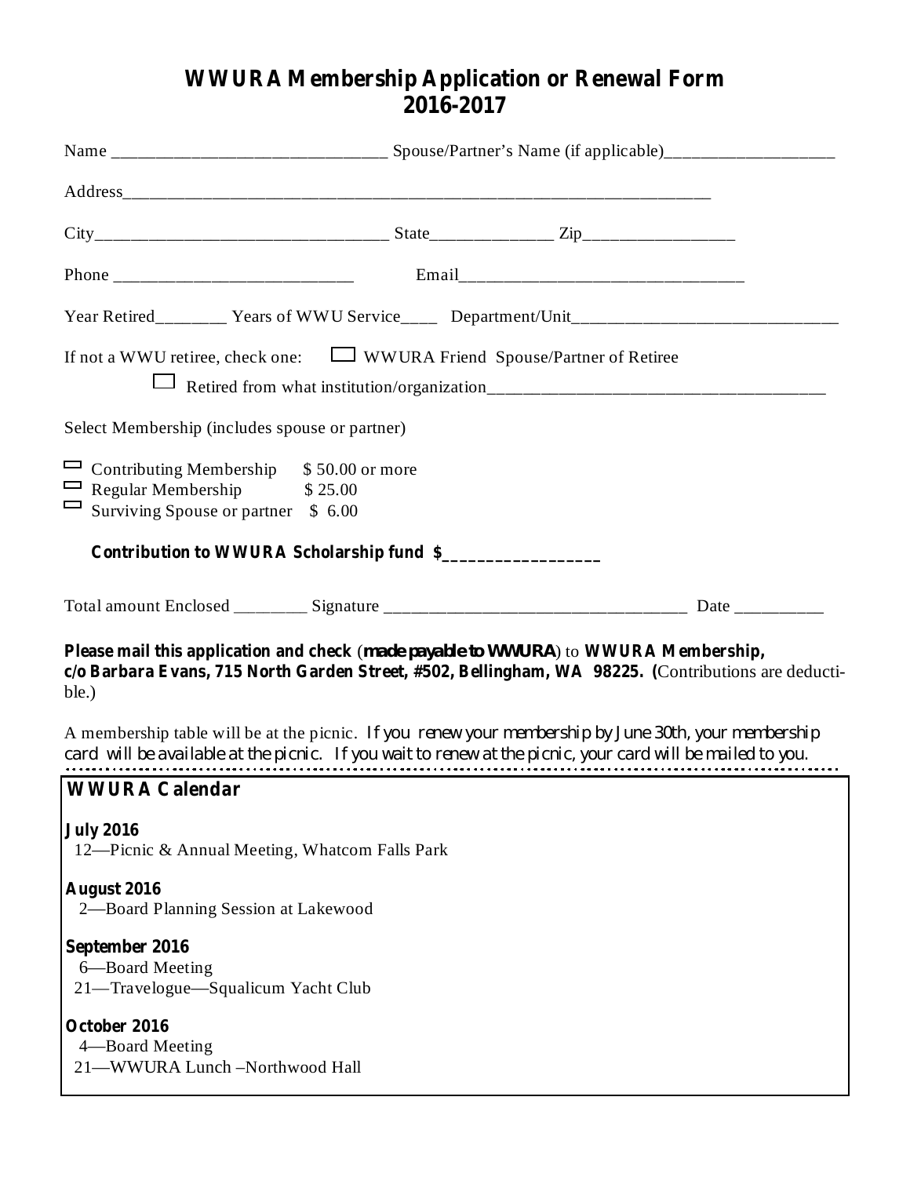# WWURA Membership Application or Renewal Form
# 2016-2017

Name _______________________________ Spouse/Partner's Name (if applicable)___________________

Address_____________________________________________________________________

City_________________________________ State______________ Zip_________________

Phone ___________________________ Email________________________________

Year Retired________ Years of WWU Service____ Department/Unit_____________________________

If not a WWU retiree, check one: ☐ WWURA Friend Spouse/Partner of Retiree

☐ Retired from what institution/organization______________________________________

Select Membership (includes spouse or partner)

- ☐ Contributing Membership $ 50.00 or more
- ☐ Regular Membership $ 25.00
- ☐ Surviving Spouse or partner $ 6.00

**Contribution to WWURA Scholarship fund $__________________**

Total amount Enclosed ________ Signature __________________________________ Date __________

**Please mail this application and check** (**made payable to WWURA**) to **WWURA Membership, c/o Barbara Evans, 715 North Garden Street, #502, Bellingham, WA 98225. (**Contributions are deductible.)

A membership table will be at the picnic. If you renew your membership by June 30th, your membership card will be available at the picnic. If you wait to renew at the picnic, your card will be mailed to you.

## WWURA Calendar

**July 2016**

12—Picnic & Annual Meeting, Whatcom Falls Park

**August 2016**

2—Board Planning Session at Lakewood

**September 2016**

6—Board Meeting

21—Travelogue—Squalicum Yacht Club

**October 2016**

4—Board Meeting

21—WWURA Lunch –Northwood Hall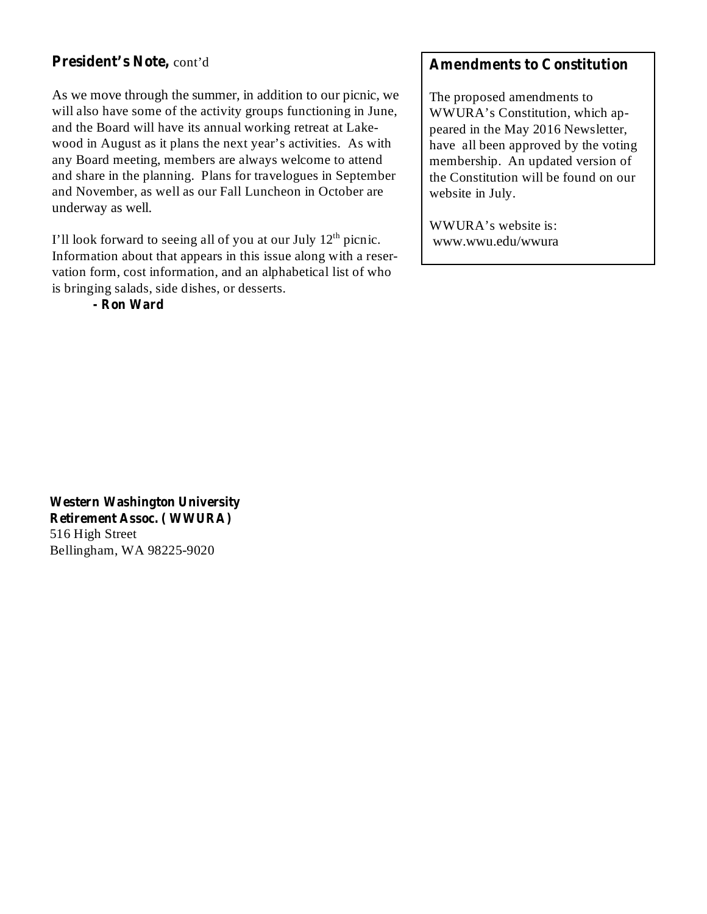**President's Note,** cont'd

As we move through the summer, in addition to our picnic, we will also have some of the activity groups functioning in June, and the Board will have its annual working retreat at Lakewood in August as it plans the next year's activities. As with any Board meeting, members are always welcome to attend and share in the planning. Plans for travelogues in September and November, as well as our Fall Luncheon in October are underway as well.

I'll look forward to seeing all of you at our July 12th picnic. Information about that appears in this issue along with a reservation form, cost information, and an alphabetical list of who is bringing salads, side dishes, or desserts.

**- Ron Ward**

**Amendments to Constitution**

The proposed amendments to WWURA's Constitution, which appeared in the May 2016 Newsletter, have all been approved by the voting membership. An updated version of the Constitution will be found on our website in July.

WWURA's website is:
www.wwu.edu/wwura

**Western Washington University**
**Retirement Assoc. (WWURA)**
516 High Street
Bellingham, WA 98225-9020